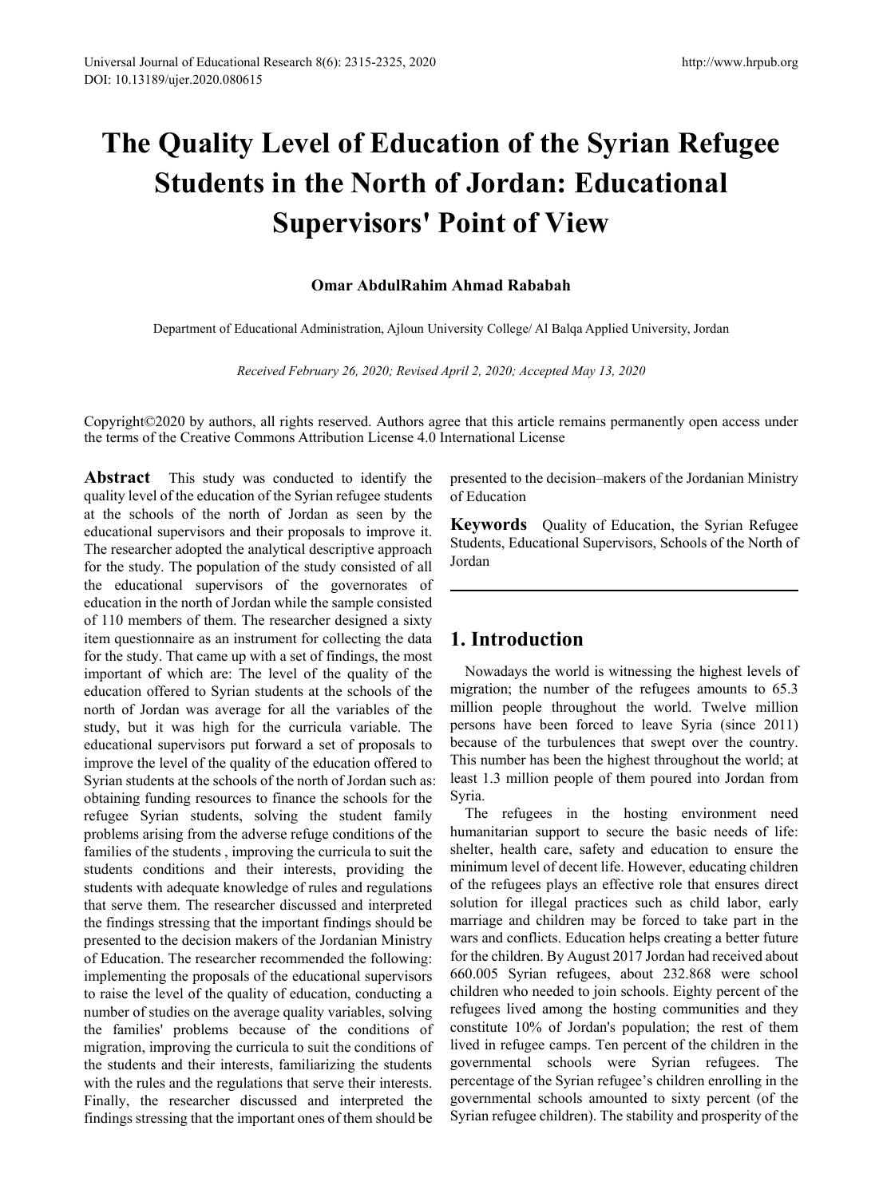# The Quality Level of Education of the Syrian Refugee Students in the North of Jordan: Educational Supervisors' Point of View

**Omar AbdulRahim Ahmad Rababah**

Department of Educational Administration, Ajloun University College/ Al Balqa Applied University, Jordan

*Received February 26, 2020; Revised April 2, 2020; Accepted May 13, 2020*

Copyright©2020 by authors, all rights reserved. Authors agree that this article remains permanently open access under the terms of the Creative Commons Attribution License 4.0 International License

**Abstract** This study was conducted to identify the quality level of the education of the Syrian refugee students at the schools of the north of Jordan as seen by the educational supervisors and their proposals to improve it. The researcher adopted the analytical descriptive approach for the study. The population of the study consisted of all the educational supervisors of the governorates of education in the north of Jordan while the sample consisted of 110 members of them. The researcher designed a sixty item questionnaire as an instrument for collecting the data for the study. That came up with a set of findings, the most important of which are: The level of the quality of the education offered to Syrian students at the schools of the north of Jordan was average for all the variables of the study, but it was high for the curricula variable. The educational supervisors put forward a set of proposals to improve the level of the quality of the education offered to Syrian students at the schools of the north of Jordan such as: obtaining funding resources to finance the schools for the refugee Syrian students, solving the student family problems arising from the adverse refuge conditions of the families of the students , improving the curricula to suit the students conditions and their interests, providing the students with adequate knowledge of rules and regulations that serve them. The researcher discussed and interpreted the findings stressing that the important findings should be presented to the decision makers of the Jordanian Ministry of Education. The researcher recommended the following: implementing the proposals of the educational supervisors to raise the level of the quality of education, conducting a number of studies on the average quality variables, solving the families' problems because of the conditions of migration, improving the curricula to suit the conditions of the students and their interests, familiarizing the students with the rules and the regulations that serve their interests. Finally, the researcher discussed and interpreted the findings stressing that the important ones of them should be presented to the decision–makers of the Jordanian Ministry of Education

**Keywords** Quality of Education, the Syrian Refugee Students, Educational Supervisors, Schools of the North of Jordan

## 1. Introduction

Nowadays the world is witnessing the highest levels of migration; the number of the refugees amounts to 65.3 million people throughout the world. Twelve million persons have been forced to leave Syria (since 2011) because of the turbulences that swept over the country. This number has been the highest throughout the world; at least 1.3 million people of them poured into Jordan from Syria.

The refugees in the hosting environment need humanitarian support to secure the basic needs of life: shelter, health care, safety and education to ensure the minimum level of decent life. However, educating children of the refugees plays an effective role that ensures direct solution for illegal practices such as child labor, early marriage and children may be forced to take part in the wars and conflicts. Education helps creating a better future for the children. By August 2017 Jordan had received about 660.005 Syrian refugees, about 232.868 were school children who needed to join schools. Eighty percent of the refugees lived among the hosting communities and they constitute 10% of Jordan's population; the rest of them lived in refugee camps. Ten percent of the children in the governmental schools were Syrian refugees. The percentage of the Syrian refugee's children enrolling in the governmental schools amounted to sixty percent (of the Syrian refugee children). The stability and prosperity of the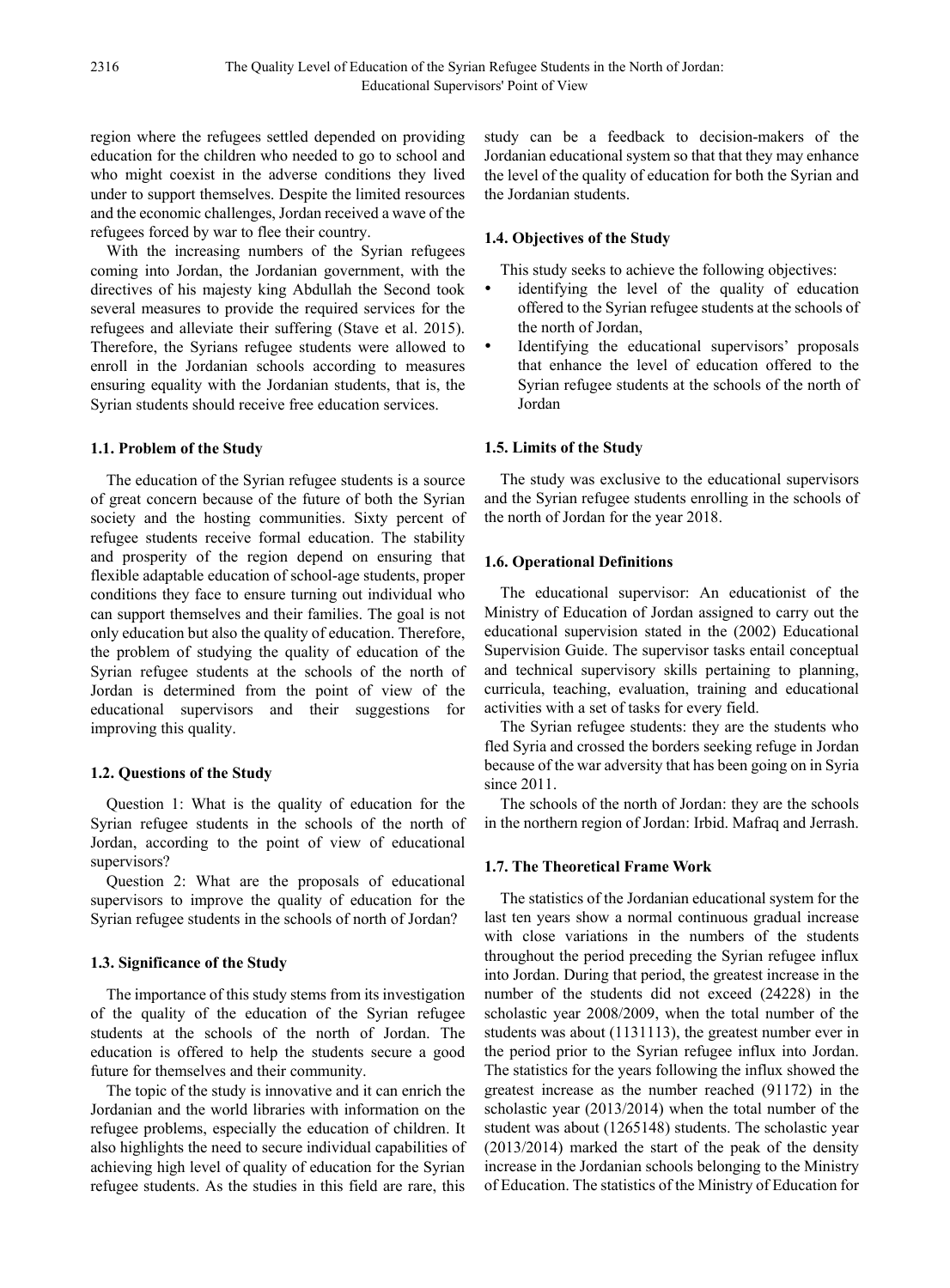region where the refugees settled depended on providing education for the children who needed to go to school and who might coexist in the adverse conditions they lived under to support themselves. Despite the limited resources and the economic challenges, Jordan received a wave of the refugees forced by war to flee their country.

With the increasing numbers of the Syrian refugees coming into Jordan, the Jordanian government, with the directives of his majesty king Abdullah the Second took several measures to provide the required services for the refugees and alleviate their suffering (Stave et al. 2015). Therefore, the Syrians refugee students were allowed to enroll in the Jordanian schools according to measures ensuring equality with the Jordanian students, that is, the Syrian students should receive free education services.

### 1.1. Problem of the Study

The education of the Syrian refugee students is a source of great concern because of the future of both the Syrian society and the hosting communities. Sixty percent of refugee students receive formal education. The stability and prosperity of the region depend on ensuring that flexible adaptable education of school-age students, proper conditions they face to ensure turning out individual who can support themselves and their families. The goal is not only education but also the quality of education. Therefore, the problem of studying the quality of education of the Syrian refugee students at the schools of the north of Jordan is determined from the point of view of the educational supervisors and their suggestions for improving this quality.

### 1.2. Questions of the Study

Question 1: What is the quality of education for the Syrian refugee students in the schools of the north of Jordan, according to the point of view of educational supervisors?

Question 2: What are the proposals of educational supervisors to improve the quality of education for the Syrian refugee students in the schools of north of Jordan?

### 1.3. Significance of the Study

The importance of this study stems from its investigation of the quality of the education of the Syrian refugee students at the schools of the north of Jordan. The education is offered to help the students secure a good future for themselves and their community.

The topic of the study is innovative and it can enrich the Jordanian and the world libraries with information on the refugee problems, especially the education of children. It also highlights the need to secure individual capabilities of achieving high level of quality of education for the Syrian refugee students. As the studies in this field are rare, this study can be a feedback to decision-makers of the Jordanian educational system so that that they may enhance the level of the quality of education for both the Syrian and the Jordanian students.

### 1.4. Objectives of the Study

This study seeks to achieve the following objectives:

- identifying the level of the quality of education offered to the Syrian refugee students at the schools of the north of Jordan,
- Identifying the educational supervisors' proposals that enhance the level of education offered to the Syrian refugee students at the schools of the north of Jordan

### 1.5. Limits of the Study

The study was exclusive to the educational supervisors and the Syrian refugee students enrolling in the schools of the north of Jordan for the year 2018.

### 1.6. Operational Definitions

The educational supervisor: An educationist of the Ministry of Education of Jordan assigned to carry out the educational supervision stated in the (2002) Educational Supervision Guide. The supervisor tasks entail conceptual and technical supervisory skills pertaining to planning, curricula, teaching, evaluation, training and educational activities with a set of tasks for every field.

The Syrian refugee students: they are the students who fled Syria and crossed the borders seeking refuge in Jordan because of the war adversity that has been going on in Syria since 2011.

The schools of the north of Jordan: they are the schools in the northern region of Jordan: Irbid. Mafraq and Jerrash.

### 1.7. The Theoretical Frame Work

The statistics of the Jordanian educational system for the last ten years show a normal continuous gradual increase with close variations in the numbers of the students throughout the period preceding the Syrian refugee influx into Jordan. During that period, the greatest increase in the number of the students did not exceed (24228) in the scholastic year 2008/2009, when the total number of the students was about (1131113), the greatest number ever in the period prior to the Syrian refugee influx into Jordan. The statistics for the years following the influx showed the greatest increase as the number reached (91172) in the scholastic year (2013/2014) when the total number of the student was about (1265148) students. The scholastic year (2013/2014) marked the start of the peak of the density increase in the Jordanian schools belonging to the Ministry of Education. The statistics of the Ministry of Education for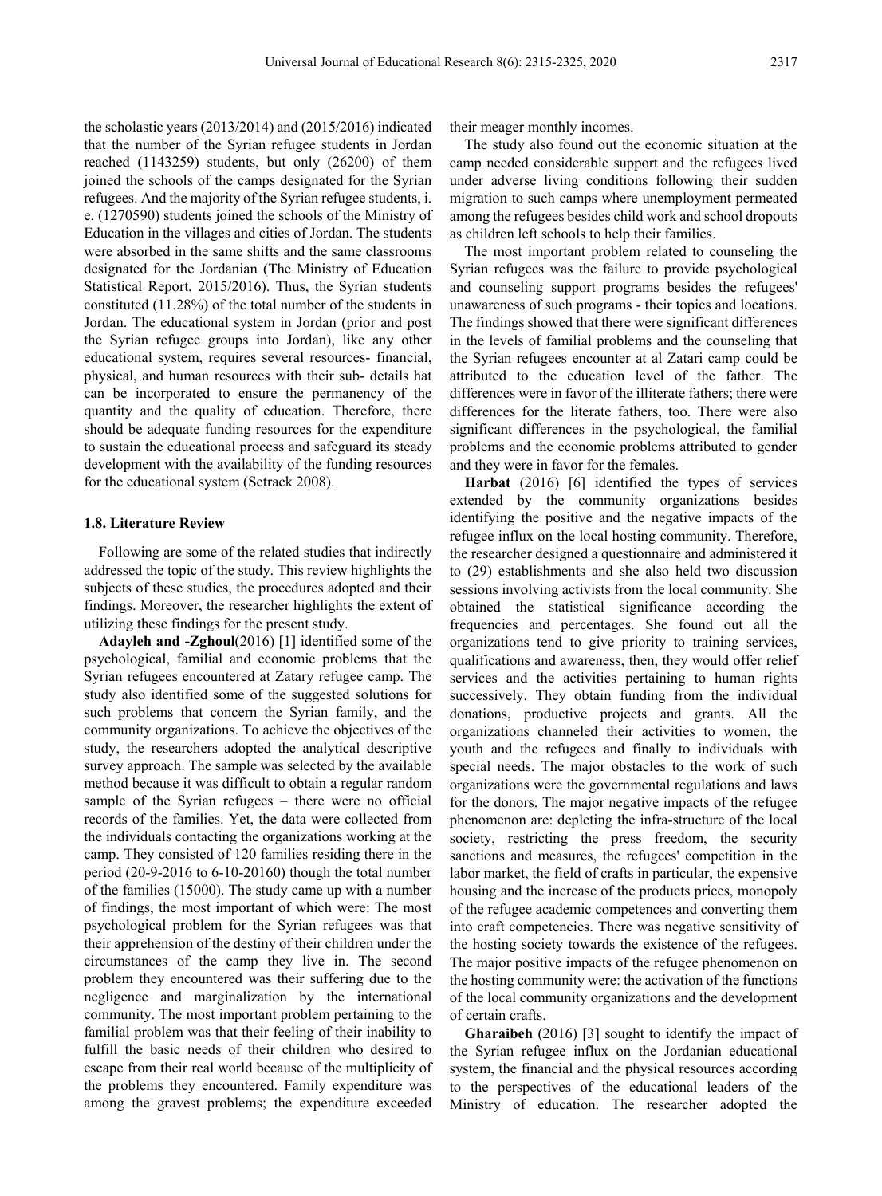the scholastic years (2013/2014) and (2015/2016) indicated that the number of the Syrian refugee students in Jordan reached (1143259) students, but only (26200) of them joined the schools of the camps designated for the Syrian refugees. And the majority of the Syrian refugee students, i. e. (1270590) students joined the schools of the Ministry of Education in the villages and cities of Jordan. The students were absorbed in the same shifts and the same classrooms designated for the Jordanian (The Ministry of Education Statistical Report, 2015/2016). Thus, the Syrian students constituted (11.28%) of the total number of the students in Jordan. The educational system in Jordan (prior and post the Syrian refugee groups into Jordan), like any other educational system, requires several resources- financial, physical, and human resources with their sub- details hat can be incorporated to ensure the permanency of the quantity and the quality of education. Therefore, there should be adequate funding resources for the expenditure to sustain the educational process and safeguard its steady development with the availability of the funding resources for the educational system (Setrack 2008).

### 1.8. Literature Review

Following are some of the related studies that indirectly addressed the topic of the study. This review highlights the subjects of these studies, the procedures adopted and their findings. Moreover, the researcher highlights the extent of utilizing these findings for the present study.

**Adayleh and -Zghoul**(2016) [1] identified some of the psychological, familial and economic problems that the Syrian refugees encountered at Zatary refugee camp. The study also identified some of the suggested solutions for such problems that concern the Syrian family, and the community organizations. To achieve the objectives of the study, the researchers adopted the analytical descriptive survey approach. The sample was selected by the available method because it was difficult to obtain a regular random sample of the Syrian refugees – there were no official records of the families. Yet, the data were collected from the individuals contacting the organizations working at the camp. They consisted of 120 families residing there in the period (20-9-2016 to 6-10-20160) though the total number of the families (15000). The study came up with a number of findings, the most important of which were: The most psychological problem for the Syrian refugees was that their apprehension of the destiny of their children under the circumstances of the camp they live in. The second problem they encountered was their suffering due to the negligence and marginalization by the international community. The most important problem pertaining to the familial problem was that their feeling of their inability to fulfill the basic needs of their children who desired to escape from their real world because of the multiplicity of the problems they encountered. Family expenditure was among the gravest problems; the expenditure exceeded their meager monthly incomes.

The study also found out the economic situation at the camp needed considerable support and the refugees lived under adverse living conditions following their sudden migration to such camps where unemployment permeated among the refugees besides child work and school dropouts as children left schools to help their families.

The most important problem related to counseling the Syrian refugees was the failure to provide psychological and counseling support programs besides the refugees' unawareness of such programs - their topics and locations. The findings showed that there were significant differences in the levels of familial problems and the counseling that the Syrian refugees encounter at al Zatari camp could be attributed to the education level of the father. The differences were in favor of the illiterate fathers; there were differences for the literate fathers, too. There were also significant differences in the psychological, the familial problems and the economic problems attributed to gender and they were in favor for the females.

**Harbat** (2016) [6] identified the types of services extended by the community organizations besides identifying the positive and the negative impacts of the refugee influx on the local hosting community. Therefore, the researcher designed a questionnaire and administered it to (29) establishments and she also held two discussion sessions involving activists from the local community. She obtained the statistical significance according the frequencies and percentages. She found out all the organizations tend to give priority to training services, qualifications and awareness, then, they would offer relief services and the activities pertaining to human rights successively. They obtain funding from the individual donations, productive projects and grants. All the organizations channeled their activities to women, the youth and the refugees and finally to individuals with special needs. The major obstacles to the work of such organizations were the governmental regulations and laws for the donors. The major negative impacts of the refugee phenomenon are: depleting the infra-structure of the local society, restricting the press freedom, the security sanctions and measures, the refugees' competition in the labor market, the field of crafts in particular, the expensive housing and the increase of the products prices, monopoly of the refugee academic competences and converting them into craft competencies. There was negative sensitivity of the hosting society towards the existence of the refugees. The major positive impacts of the refugee phenomenon on the hosting community were: the activation of the functions of the local community organizations and the development of certain crafts.

**Gharaibeh** (2016) [3] sought to identify the impact of the Syrian refugee influx on the Jordanian educational system, the financial and the physical resources according to the perspectives of the educational leaders of the Ministry of education. The researcher adopted the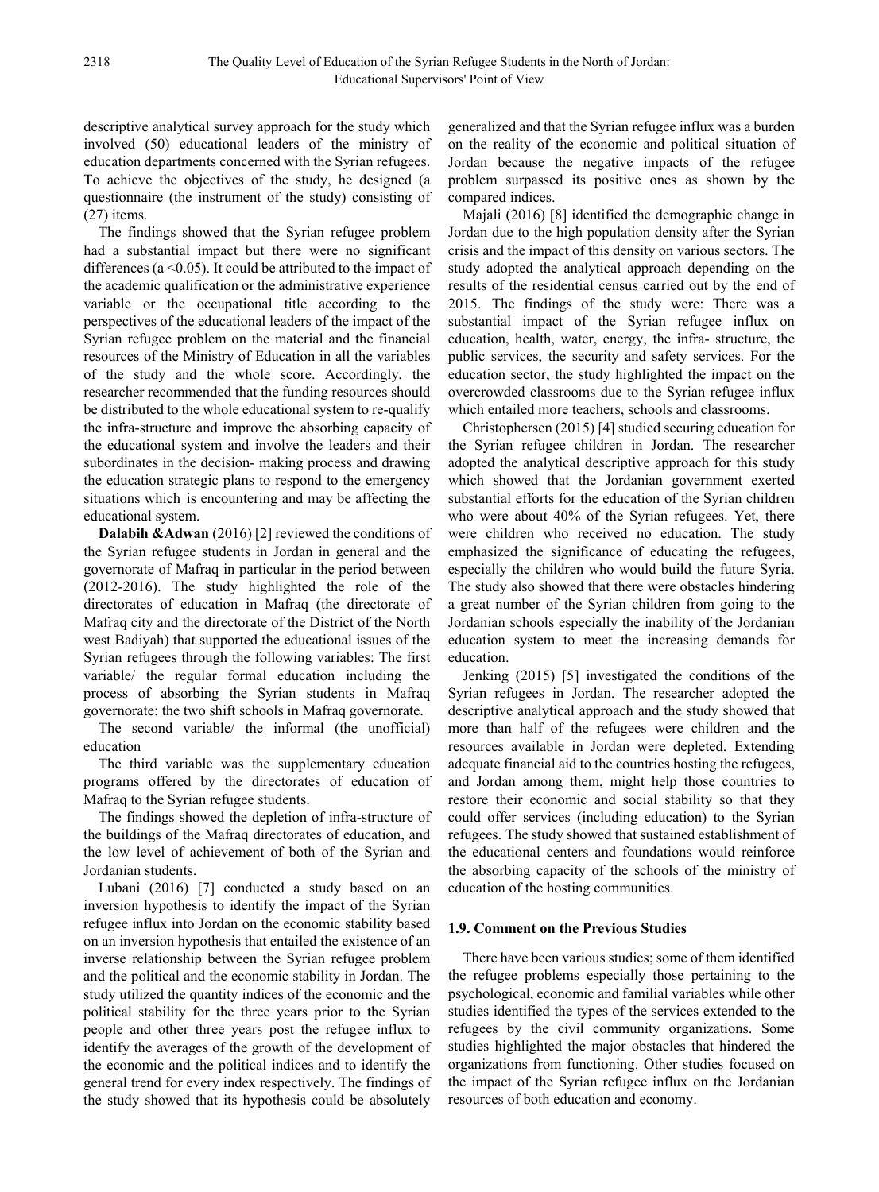descriptive analytical survey approach for the study which involved (50) educational leaders of the ministry of education departments concerned with the Syrian refugees. To achieve the objectives of the study, he designed (a questionnaire (the instrument of the study) consisting of (27) items.

The findings showed that the Syrian refugee problem had a substantial impact but there were no significant differences (a <0.05). It could be attributed to the impact of the academic qualification or the administrative experience variable or the occupational title according to the perspectives of the educational leaders of the impact of the Syrian refugee problem on the material and the financial resources of the Ministry of Education in all the variables of the study and the whole score. Accordingly, the researcher recommended that the funding resources should be distributed to the whole educational system to re-qualify the infra-structure and improve the absorbing capacity of the educational system and involve the leaders and their subordinates in the decision- making process and drawing the education strategic plans to respond to the emergency situations which is encountering and may be affecting the educational system.

**Dalabih &Adwan** (2016) [2] reviewed the conditions of the Syrian refugee students in Jordan in general and the governorate of Mafraq in particular in the period between (2012-2016). The study highlighted the role of the directorates of education in Mafraq (the directorate of Mafraq city and the directorate of the District of the North west Badiyah) that supported the educational issues of the Syrian refugees through the following variables: The first variable/ the regular formal education including the process of absorbing the Syrian students in Mafraq governorate: the two shift schools in Mafraq governorate.

The second variable/ the informal (the unofficial) education

The third variable was the supplementary education programs offered by the directorates of education of Mafraq to the Syrian refugee students.

The findings showed the depletion of infra-structure of the buildings of the Mafraq directorates of education, and the low level of achievement of both of the Syrian and Jordanian students.

Lubani (2016) [7] conducted a study based on an inversion hypothesis to identify the impact of the Syrian refugee influx into Jordan on the economic stability based on an inversion hypothesis that entailed the existence of an inverse relationship between the Syrian refugee problem and the political and the economic stability in Jordan. The study utilized the quantity indices of the economic and the political stability for the three years prior to the Syrian people and other three years post the refugee influx to identify the averages of the growth of the development of the economic and the political indices and to identify the general trend for every index respectively. The findings of the study showed that its hypothesis could be absolutely generalized and that the Syrian refugee influx was a burden on the reality of the economic and political situation of Jordan because the negative impacts of the refugee problem surpassed its positive ones as shown by the compared indices.

Majali (2016) [8] identified the demographic change in Jordan due to the high population density after the Syrian crisis and the impact of this density on various sectors. The study adopted the analytical approach depending on the results of the residential census carried out by the end of 2015. The findings of the study were: There was a substantial impact of the Syrian refugee influx on education, health, water, energy, the infra- structure, the public services, the security and safety services. For the education sector, the study highlighted the impact on the overcrowded classrooms due to the Syrian refugee influx which entailed more teachers, schools and classrooms.

Christophersen (2015) [4] studied securing education for the Syrian refugee children in Jordan. The researcher adopted the analytical descriptive approach for this study which showed that the Jordanian government exerted substantial efforts for the education of the Syrian children who were about 40% of the Syrian refugees. Yet, there were children who received no education. The study emphasized the significance of educating the refugees, especially the children who would build the future Syria. The study also showed that there were obstacles hindering a great number of the Syrian children from going to the Jordanian schools especially the inability of the Jordanian education system to meet the increasing demands for education.

Jenking (2015) [5] investigated the conditions of the Syrian refugees in Jordan. The researcher adopted the descriptive analytical approach and the study showed that more than half of the refugees were children and the resources available in Jordan were depleted. Extending adequate financial aid to the countries hosting the refugees, and Jordan among them, might help those countries to restore their economic and social stability so that they could offer services (including education) to the Syrian refugees. The study showed that sustained establishment of the educational centers and foundations would reinforce the absorbing capacity of the schools of the ministry of education of the hosting communities.

### 1.9. Comment on the Previous Studies

There have been various studies; some of them identified the refugee problems especially those pertaining to the psychological, economic and familial variables while other studies identified the types of the services extended to the refugees by the civil community organizations. Some studies highlighted the major obstacles that hindered the organizations from functioning. Other studies focused on the impact of the Syrian refugee influx on the Jordanian resources of both education and economy.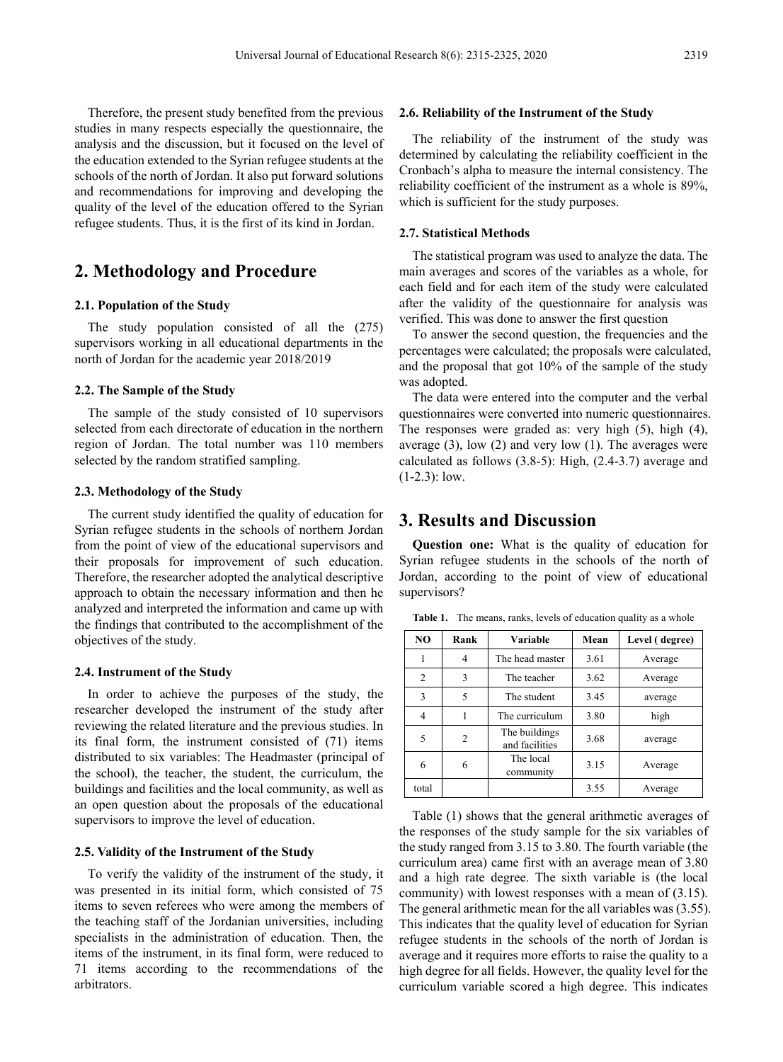Therefore, the present study benefited from the previous studies in many respects especially the questionnaire, the analysis and the discussion, but it focused on the level of the education extended to the Syrian refugee students at the schools of the north of Jordan. It also put forward solutions and recommendations for improving and developing the quality of the level of the education offered to the Syrian refugee students. Thus, it is the first of its kind in Jordan.

# 2. Methodology and Procedure

### 2.1. Population of the Study

The study population consisted of all the (275) supervisors working in all educational departments in the north of Jordan for the academic year 2018/2019

### 2.2. The Sample of the Study

The sample of the study consisted of 10 supervisors selected from each directorate of education in the northern region of Jordan. The total number was 110 members selected by the random stratified sampling.

### 2.3. Methodology of the Study

The current study identified the quality of education for Syrian refugee students in the schools of northern Jordan from the point of view of the educational supervisors and their proposals for improvement of such education. Therefore, the researcher adopted the analytical descriptive approach to obtain the necessary information and then he analyzed and interpreted the information and came up with the findings that contributed to the accomplishment of the objectives of the study.

### 2.4. Instrument of the Study

In order to achieve the purposes of the study, the researcher developed the instrument of the study after reviewing the related literature and the previous studies. In its final form, the instrument consisted of (71) items distributed to six variables: The Headmaster (principal of the school), the teacher, the student, the curriculum, the buildings and facilities and the local community, as well as an open question about the proposals of the educational supervisors to improve the level of education.

### 2.5. Validity of the Instrument of the Study

To verify the validity of the instrument of the study, it was presented in its initial form, which consisted of 75 items to seven referees who were among the members of the teaching staff of the Jordanian universities, including specialists in the administration of education. Then, the items of the instrument, in its final form, were reduced to 71 items according to the recommendations of the arbitrators.

### 2.6. Reliability of the Instrument of the Study

The reliability of the instrument of the study was determined by calculating the reliability coefficient in the Cronbach's alpha to measure the internal consistency. The reliability coefficient of the instrument as a whole is 89%, which is sufficient for the study purposes.

### 2.7. Statistical Methods

The statistical program was used to analyze the data. The main averages and scores of the variables as a whole, for each field and for each item of the study were calculated after the validity of the questionnaire for analysis was verified. This was done to answer the first question

To answer the second question, the frequencies and the percentages were calculated; the proposals were calculated, and the proposal that got 10% of the sample of the study was adopted.

The data were entered into the computer and the verbal questionnaires were converted into numeric questionnaires. The responses were graded as: very high (5), high (4), average (3), low (2) and very low (1). The averages were calculated as follows (3.8-5): High, (2.4-3.7) average and (1-2.3): low.

# 3. Results and Discussion

**Question one:** What is the quality of education for Syrian refugee students in the schools of the north of Jordan, according to the point of view of educational supervisors?

**Table 1.** The means, ranks, levels of education quality as a whole

| NO | Rank | Variable | Mean | Level ( degree) |
|---|---|---|---|---|
| 1 | 4 | The head master | 3.61 | Average |
| 2 | 3 | The teacher | 3.62 | Average |
| 3 | 5 | The student | 3.45 | average |
| 4 | 1 | The curriculum | 3.80 | high |
| 5 | 2 | The buildings and facilities | 3.68 | average |
| 6 | 6 | The local community | 3.15 | Average |
| total | | | 3.55 | Average |

Table (1) shows that the general arithmetic averages of the responses of the study sample for the six variables of the study ranged from 3.15 to 3.80. The fourth variable (the curriculum area) came first with an average mean of 3.80 and a high rate degree. The sixth variable is (the local community) with lowest responses with a mean of (3.15). The general arithmetic mean for the all variables was (3.55). This indicates that the quality level of education for Syrian refugee students in the schools of the north of Jordan is average and it requires more efforts to raise the quality to a high degree for all fields. However, the quality level for the curriculum variable scored a high degree. This indicates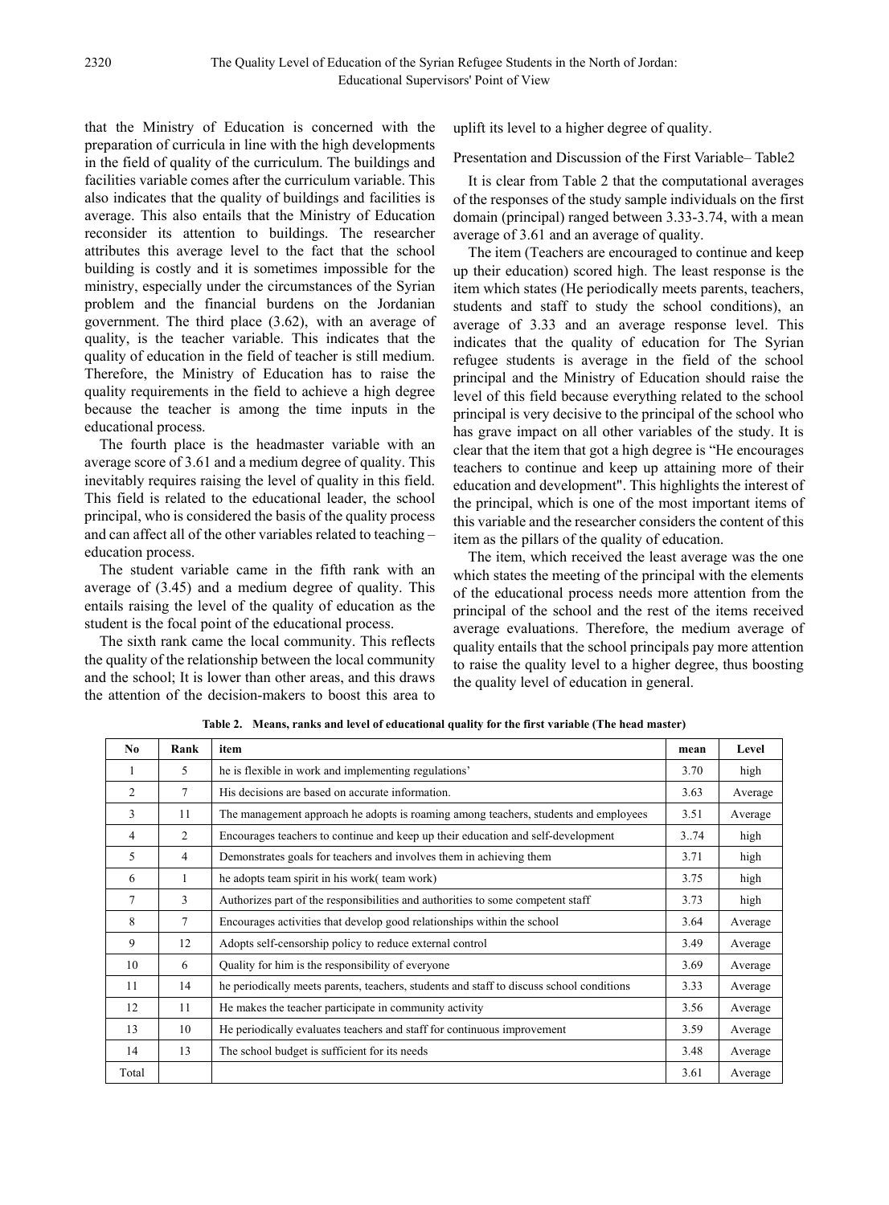that the Ministry of Education is concerned with the preparation of curricula in line with the high developments in the field of quality of the curriculum. The buildings and facilities variable comes after the curriculum variable. This also indicates that the quality of buildings and facilities is average. This also entails that the Ministry of Education reconsider its attention to buildings. The researcher attributes this average level to the fact that the school building is costly and it is sometimes impossible for the ministry, especially under the circumstances of the Syrian problem and the financial burdens on the Jordanian government. The third place (3.62), with an average of quality, is the teacher variable. This indicates that the quality of education in the field of teacher is still medium. Therefore, the Ministry of Education has to raise the quality requirements in the field to achieve a high degree because the teacher is among the time inputs in the educational process.

The fourth place is the headmaster variable with an average score of 3.61 and a medium degree of quality. This inevitably requires raising the level of quality in this field. This field is related to the educational leader, the school principal, who is considered the basis of the quality process and can affect all of the other variables related to teaching – education process.

The student variable came in the fifth rank with an average of (3.45) and a medium degree of quality. This entails raising the level of the quality of education as the student is the focal point of the educational process.

The sixth rank came the local community. This reflects the quality of the relationship between the local community and the school; It is lower than other areas, and this draws the attention of the decision-makers to boost this area to uplift its level to a higher degree of quality.

Presentation and Discussion of the First Variable– Table2

It is clear from Table 2 that the computational averages of the responses of the study sample individuals on the first domain (principal) ranged between 3.33-3.74, with a mean average of 3.61 and an average of quality.

The item (Teachers are encouraged to continue and keep up their education) scored high. The least response is the item which states (He periodically meets parents, teachers, students and staff to study the school conditions), an average of 3.33 and an average response level. This indicates that the quality of education for The Syrian refugee students is average in the field of the school principal and the Ministry of Education should raise the level of this field because everything related to the school principal is very decisive to the principal of the school who has grave impact on all other variables of the study. It is clear that the item that got a high degree is "He encourages teachers to continue and keep up attaining more of their education and development". This highlights the interest of the principal, which is one of the most important items of this variable and the researcher considers the content of this item as the pillars of the quality of education.

The item, which received the least average was the one which states the meeting of the principal with the elements of the educational process needs more attention from the principal of the school and the rest of the items received average evaluations. Therefore, the medium average of quality entails that the school principals pay more attention to raise the quality level to a higher degree, thus boosting the quality level of education in general.

**Table 2. Means, ranks and level of educational quality for the first variable (The head master)**

| No | Rank | item | mean | Level |
|---|---|---|---|---|
| 1 | 5 | he is flexible in work and implementing regulations' | 3.70 | high |
| 2 | 7 | His decisions are based on accurate information. | 3.63 | Average |
| 3 | 11 | The management approach he adopts is roaming among teachers, students and employees | 3.51 | Average |
| 4 | 2 | Encourages teachers to continue and keep up their education and self-development | 3..74 | high |
| 5 | 4 | Demonstrates goals for teachers and involves them in achieving them | 3.71 | high |
| 6 | 1 | he adopts team spirit in his work( team work) | 3.75 | high |
| 7 | 3 | Authorizes part of the responsibilities and authorities to some competent staff | 3.73 | high |
| 8 | 7 | Encourages activities that develop good relationships within the school | 3.64 | Average |
| 9 | 12 | Adopts self-censorship policy to reduce external control | 3.49 | Average |
| 10 | 6 | Quality for him is the responsibility of everyone | 3.69 | Average |
| 11 | 14 | he periodically meets parents, teachers, students and staff to discuss school conditions | 3.33 | Average |
| 12 | 11 | He makes the teacher participate in community activity | 3.56 | Average |
| 13 | 10 | He periodically evaluates teachers and staff for continuous improvement | 3.59 | Average |
| 14 | 13 | The school budget is sufficient for its needs | 3.48 | Average |
| Total | | | 3.61 | Average |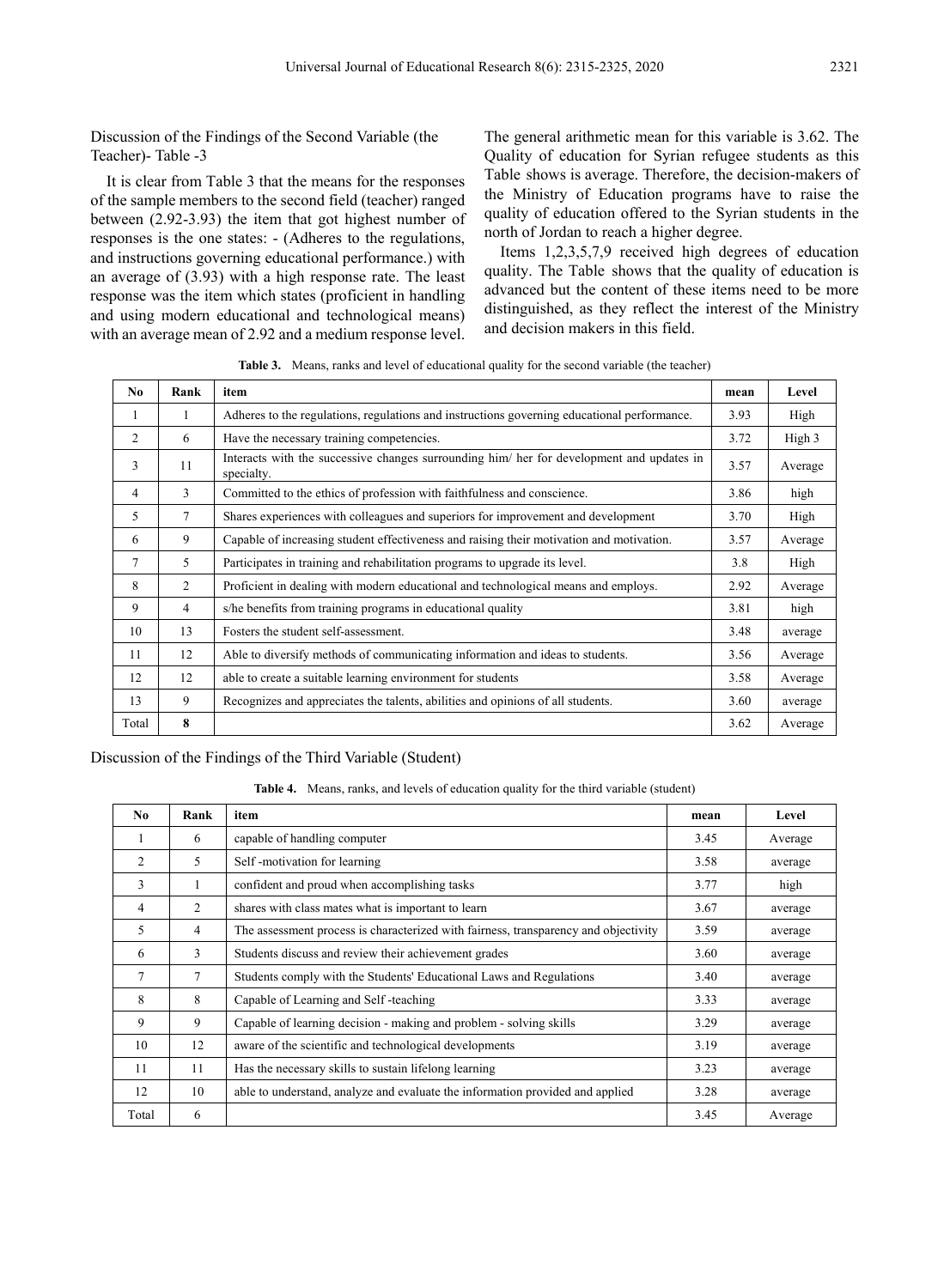Discussion of the Findings of the Second Variable (the Teacher)- Table -3

It is clear from Table 3 that the means for the responses of the sample members to the second field (teacher) ranged between (2.92-3.93) the item that got highest number of responses is the one states: - (Adheres to the regulations, and instructions governing educational performance.) with an average of (3.93) with a high response rate. The least response was the item which states (proficient in handling and using modern educational and technological means) with an average mean of 2.92 and a medium response level. The general arithmetic mean for this variable is 3.62. The Quality of education for Syrian refugee students as this Table shows is average. Therefore, the decision-makers of the Ministry of Education programs have to raise the quality of education offered to the Syrian students in the north of Jordan to reach a higher degree.

Items 1,2,3,5,7,9 received high degrees of education quality. The Table shows that the quality of education is advanced but the content of these items need to be more distinguished, as they reflect the interest of the Ministry and decision makers in this field.

**Table 3.** Means, ranks and level of educational quality for the second variable (the teacher)

| No | Rank | item | mean | Level |
|---|---|---|---|---|
| 1 | 1 | Adheres to the regulations, regulations and instructions governing educational performance. | 3.93 | High |
| 2 | 6 | Have the necessary training competencies. | 3.72 | High 3 |
| 3 | 11 | Interacts with the successive changes surrounding him/ her for development and updates in specialty. | 3.57 | Average |
| 4 | 3 | Committed to the ethics of profession with faithfulness and conscience. | 3.86 | high |
| 5 | 7 | Shares experiences with colleagues and superiors for improvement and development | 3.70 | High |
| 6 | 9 | Capable of increasing student effectiveness and raising their motivation and motivation. | 3.57 | Average |
| 7 | 5 | Participates in training and rehabilitation programs to upgrade its level. | 3.8 | High |
| 8 | 2 | Proficient in dealing with modern educational and technological means and employs. | 2.92 | Average |
| 9 | 4 | s/he benefits from training programs in educational quality | 3.81 | high |
| 10 | 13 | Fosters the student self-assessment. | 3.48 | average |
| 11 | 12 | Able to diversify methods of communicating information and ideas to students. | 3.56 | Average |
| 12 | 12 | able to create a suitable learning environment for students | 3.58 | Average |
| 13 | 9 | Recognizes and appreciates the talents, abilities and opinions of all students. | 3.60 | average |
| Total | **8** | | 3.62 | Average |

Discussion of the Findings of the Third Variable (Student)

**Table 4.** Means, ranks, and levels of education quality for the third variable (student)

| No | Rank | item | mean | Level |
|---|---|---|---|---|
| 1 | 6 | capable of handling computer | 3.45 | Average |
| 2 | 5 | Self -motivation for learning | 3.58 | average |
| 3 | 1 | confident and proud when accomplishing tasks | 3.77 | high |
| 4 | 2 | shares with class mates what is important to learn | 3.67 | average |
| 5 | 4 | The assessment process is characterized with fairness, transparency and objectivity | 3.59 | average |
| 6 | 3 | Students discuss and review their achievement grades | 3.60 | average |
| 7 | 7 | Students comply with the Students' Educational Laws and Regulations | 3.40 | average |
| 8 | 8 | Capable of Learning and Self -teaching | 3.33 | average |
| 9 | 9 | Capable of learning decision - making and problem - solving skills | 3.29 | average |
| 10 | 12 | aware of the scientific and technological developments | 3.19 | average |
| 11 | 11 | Has the necessary skills to sustain lifelong learning | 3.23 | average |
| 12 | 10 | able to understand, analyze and evaluate the information provided and applied | 3.28 | average |
| Total | 6 | | 3.45 | Average |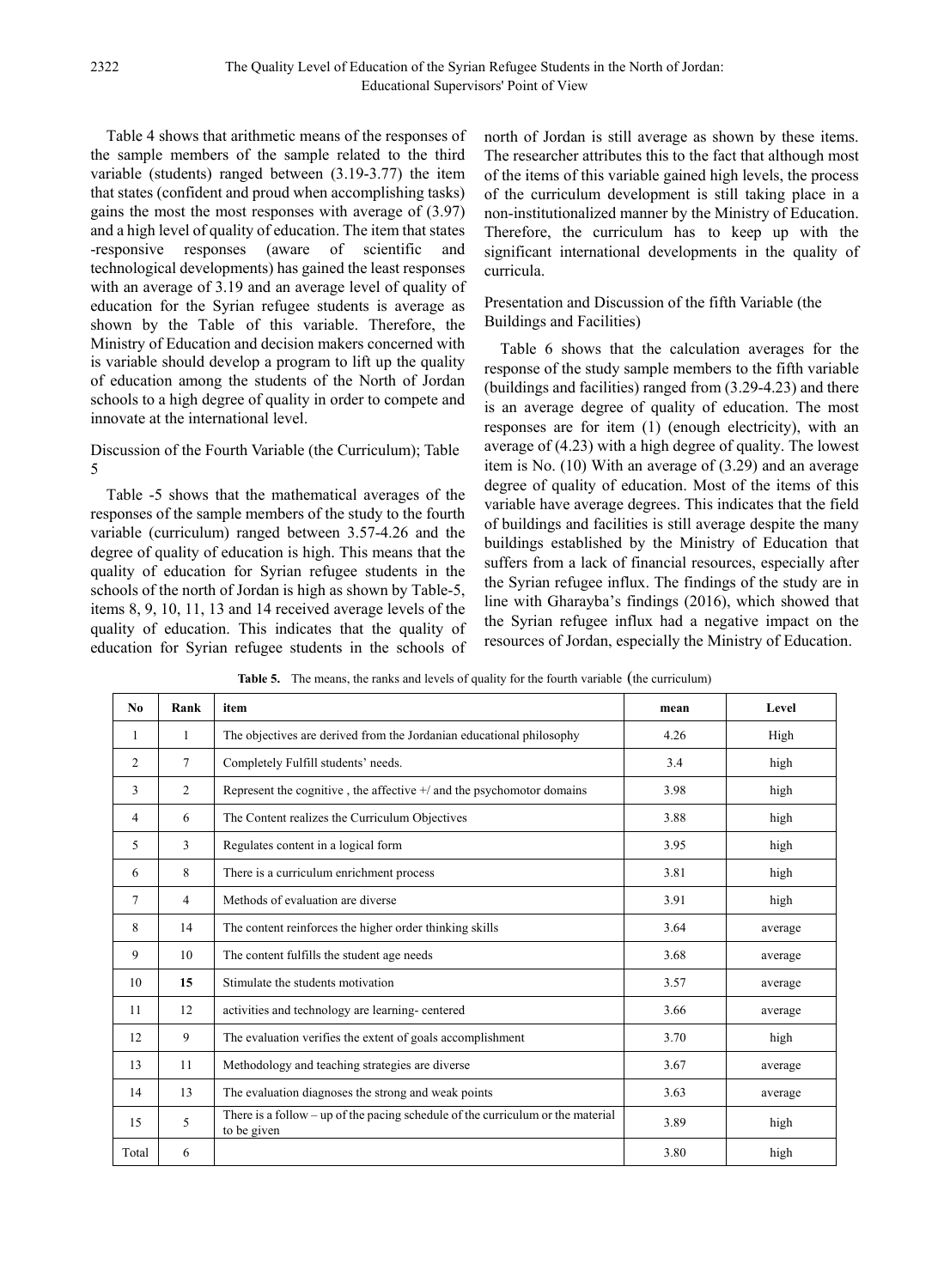Table 4 shows that arithmetic means of the responses of the sample members of the sample related to the third variable (students) ranged between (3.19-3.77) the item that states (confident and proud when accomplishing tasks) gains the most the most responses with average of (3.97) and a high level of quality of education. The item that states -responsive responses (aware of scientific and technological developments) has gained the least responses with an average of 3.19 and an average level of quality of education for the Syrian refugee students is average as shown by the Table of this variable. Therefore, the Ministry of Education and decision makers concerned with is variable should develop a program to lift up the quality of education among the students of the North of Jordan schools to a high degree of quality in order to compete and innovate at the international level.

Discussion of the Fourth Variable (the Curriculum); Table 5

Table -5 shows that the mathematical averages of the responses of the sample members of the study to the fourth variable (curriculum) ranged between 3.57-4.26 and the degree of quality of education is high. This means that the quality of education for Syrian refugee students in the schools of the north of Jordan is high as shown by Table-5, items 8, 9, 10, 11, 13 and 14 received average levels of the quality of education. This indicates that the quality of education for Syrian refugee students in the schools of north of Jordan is still average as shown by these items. The researcher attributes this to the fact that although most of the items of this variable gained high levels, the process of the curriculum development is still taking place in a non-institutionalized manner by the Ministry of Education. Therefore, the curriculum has to keep up with the significant international developments in the quality of curricula.

Presentation and Discussion of the fifth Variable (the Buildings and Facilities)

Table 6 shows that the calculation averages for the response of the study sample members to the fifth variable (buildings and facilities) ranged from (3.29-4.23) and there is an average degree of quality of education. The most responses are for item (1) (enough electricity), with an average of (4.23) with a high degree of quality. The lowest item is No. (10) With an average of (3.29) and an average degree of quality of education. Most of the items of this variable have average degrees. This indicates that the field of buildings and facilities is still average despite the many buildings established by the Ministry of Education that suffers from a lack of financial resources, especially after the Syrian refugee influx. The findings of the study are in line with Gharayba's findings (2016), which showed that the Syrian refugee influx had a negative impact on the resources of Jordan, especially the Ministry of Education.

**Table 5.** The means, the ranks and levels of quality for the fourth variable (the curriculum)

| No | Rank | item | mean | Level |
|---|---|---|---|---|
| 1 | 1 | The objectives are derived from the Jordanian educational philosophy | 4.26 | High |
| 2 | 7 | Completely Fulfill students' needs. | 3.4 | high |
| 3 | 2 | Represent the cognitive , the affective +/ and the psychomotor domains | 3.98 | high |
| 4 | 6 | The Content realizes the Curriculum Objectives | 3.88 | high |
| 5 | 3 | Regulates content in a logical form | 3.95 | high |
| 6 | 8 | There is a curriculum enrichment process | 3.81 | high |
| 7 | 4 | Methods of evaluation are diverse | 3.91 | high |
| 8 | 14 | The content reinforces the higher order thinking skills | 3.64 | average |
| 9 | 10 | The content fulfills the student age needs | 3.68 | average |
| 10 | **15** | Stimulate the students motivation | 3.57 | average |
| 11 | 12 | activities and technology are learning- centered | 3.66 | average |
| 12 | 9 | The evaluation verifies the extent of goals accomplishment | 3.70 | high |
| 13 | 11 | Methodology and teaching strategies are diverse | 3.67 | average |
| 14 | 13 | The evaluation diagnoses the strong and weak points | 3.63 | average |
| 15 | 5 | There is a follow – up of the pacing schedule of the curriculum or the material to be given | 3.89 | high |
| Total | 6 | | 3.80 | high |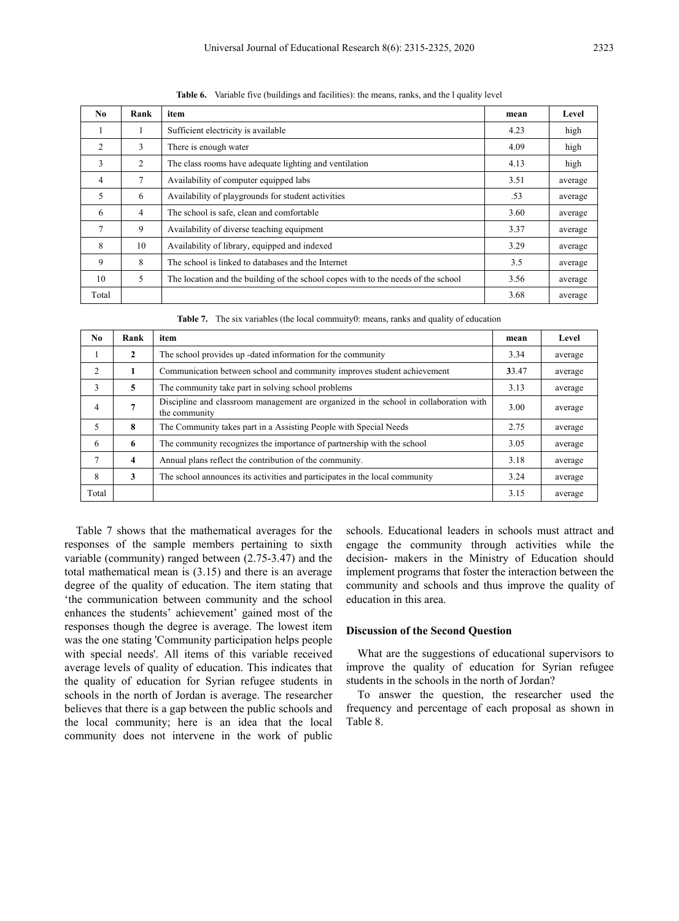**Table 6.** Variable five (buildings and facilities): the means, ranks, and the l quality level

| No | Rank | item | mean | Level |
|---|---|---|---|---|
| 1 | 1 | Sufficient electricity is available | 4.23 | high |
| 2 | 3 | There is enough water | 4.09 | high |
| 3 | 2 | The class rooms have adequate lighting and ventilation | 4.13 | high |
| 4 | 7 | Availability of computer equipped labs | 3.51 | average |
| 5 | 6 | Availability of playgrounds for student activities | .53 | average |
| 6 | 4 | The school is safe, clean and comfortable | 3.60 | average |
| 7 | 9 | Availability of diverse teaching equipment | 3.37 | average |
| 8 | 10 | Availability of library, equipped and indexed | 3.29 | average |
| 9 | 8 | The school is linked to databases and the Internet | 3.5 | average |
| 10 | 5 | The location and the building of the school copes with to the needs of the school | 3.56 | average |
| Total | | | 3.68 | average |

**Table 7.** The six variables (the local commuity0: means, ranks and quality of education

| No | Rank | item | mean | Level |
|---|---|---|---|---|
| 1 | **2** | The school provides up -dated information for the community | 3.34 | average |
| 2 | **1** | Communication between school and community improves student achievement | **3**3.47 | average |
| 3 | **5** | The community take part in solving school problems | 3.13 | average |
| 4 | **7** | Discipline and classroom management are organized in the school in collaboration with the community | 3.00 | average |
| 5 | **8** | The Community takes part in a Assisting People with Special Needs | 2.75 | average |
| 6 | **6** | The community recognizes the importance of partnership with the school | 3.05 | average |
| 7 | **4** | Annual plans reflect the contribution of the community. | 3.18 | average |
| 8 | **3** | The school announces its activities and participates in the local community | 3.24 | average |
| Total | | | 3.15 | average |

Table 7 shows that the mathematical averages for the responses of the sample members pertaining to sixth variable (community) ranged between (2.75-3.47) and the total mathematical mean is (3.15) and there is an average degree of the quality of education. The item stating that 'the communication between community and the school enhances the students' achievement' gained most of the responses though the degree is average. The lowest item was the one stating 'Community participation helps people with special needs'. All items of this variable received average levels of quality of education. This indicates that the quality of education for Syrian refugee students in schools in the north of Jordan is average. The researcher believes that there is a gap between the public schools and the local community; here is an idea that the local community does not intervene in the work of public schools. Educational leaders in schools must attract and engage the community through activities while the decision- makers in the Ministry of Education should implement programs that foster the interaction between the community and schools and thus improve the quality of education in this area.

#### Discussion of the Second Question

What are the suggestions of educational supervisors to improve the quality of education for Syrian refugee students in the schools in the north of Jordan?

To answer the question, the researcher used the frequency and percentage of each proposal as shown in Table 8.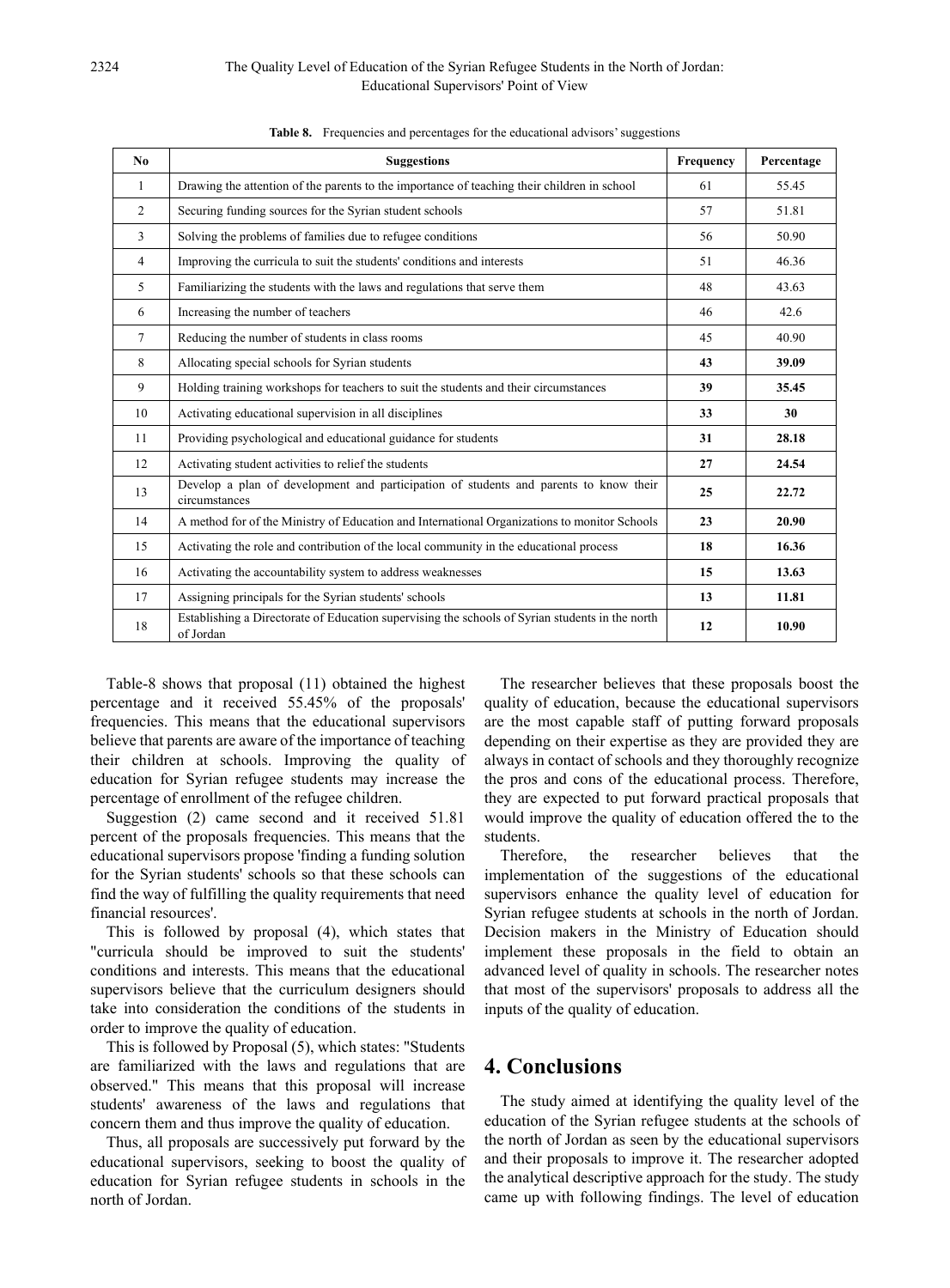**Table 8.** Frequencies and percentages for the educational advisors' suggestions

| No | Suggestions | Frequency | Percentage |
|---|---|---|---|
| 1 | Drawing the attention of the parents to the importance of teaching their children in school | 61 | 55.45 |
| 2 | Securing funding sources for the Syrian student schools | 57 | 51.81 |
| 3 | Solving the problems of families due to refugee conditions | 56 | 50.90 |
| 4 | Improving the curricula to suit the students' conditions and interests | 51 | 46.36 |
| 5 | Familiarizing the students with the laws and regulations that serve them | 48 | 43.63 |
| 6 | Increasing the number of teachers | 46 | 42.6 |
| 7 | Reducing the number of students in class rooms | 45 | 40.90 |
| 8 | Allocating special schools for Syrian students | **43** | **39.09** |
| 9 | Holding training workshops for teachers to suit the students and their circumstances | **39** | **35.45** |
| 10 | Activating educational supervision in all disciplines | **33** | **30** |
| 11 | Providing psychological and educational guidance for students | **31** | **28.18** |
| 12 | Activating student activities to relief the students | **27** | **24.54** |
| 13 | Develop a plan of development and participation of students and parents to know their circumstances | **25** | **22.72** |
| 14 | A method for of the Ministry of Education and International Organizations to monitor Schools | **23** | **20.90** |
| 15 | Activating the role and contribution of the local community in the educational process | **18** | **16.36** |
| 16 | Activating the accountability system to address weaknesses | **15** | **13.63** |
| 17 | Assigning principals for the Syrian students' schools | **13** | **11.81** |
| 18 | Establishing a Directorate of Education supervising the schools of Syrian students in the north of Jordan | **12** | **10.90** |

Table-8 shows that proposal (11) obtained the highest percentage and it received 55.45% of the proposals' frequencies. This means that the educational supervisors believe that parents are aware of the importance of teaching their children at schools. Improving the quality of education for Syrian refugee students may increase the percentage of enrollment of the refugee children.

Suggestion (2) came second and it received 51.81 percent of the proposals frequencies. This means that the educational supervisors propose 'finding a funding solution for the Syrian students' schools so that these schools can find the way of fulfilling the quality requirements that need financial resources'.

This is followed by proposal (4), which states that "curricula should be improved to suit the students' conditions and interests. This means that the educational supervisors believe that the curriculum designers should take into consideration the conditions of the students in order to improve the quality of education.

This is followed by Proposal (5), which states: "Students are familiarized with the laws and regulations that are observed." This means that this proposal will increase students' awareness of the laws and regulations that concern them and thus improve the quality of education.

Thus, all proposals are successively put forward by the educational supervisors, seeking to boost the quality of education for Syrian refugee students in schools in the north of Jordan.

The researcher believes that these proposals boost the quality of education, because the educational supervisors are the most capable staff of putting forward proposals depending on their expertise as they are provided they are always in contact of schools and they thoroughly recognize the pros and cons of the educational process. Therefore, they are expected to put forward practical proposals that would improve the quality of education offered the to the students.

Therefore, the researcher believes that the implementation of the suggestions of the educational supervisors enhance the quality level of education for Syrian refugee students at schools in the north of Jordan. Decision makers in the Ministry of Education should implement these proposals in the field to obtain an advanced level of quality in schools. The researcher notes that most of the supervisors' proposals to address all the inputs of the quality of education.

## 4. Conclusions

The study aimed at identifying the quality level of the education of the Syrian refugee students at the schools of the north of Jordan as seen by the educational supervisors and their proposals to improve it. The researcher adopted the analytical descriptive approach for the study. The study came up with following findings. The level of education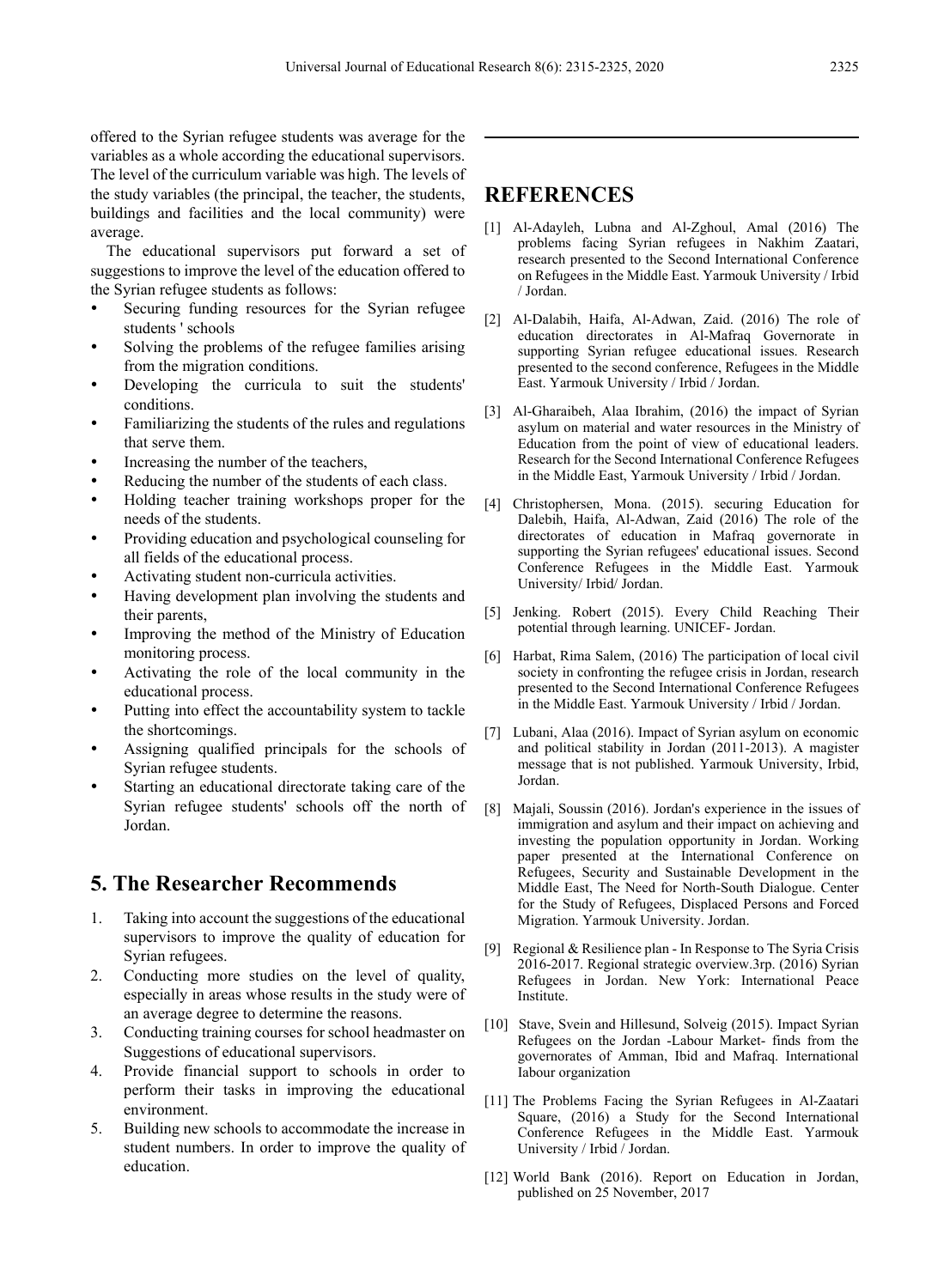offered to the Syrian refugee students was average for the variables as a whole according the educational supervisors. The level of the curriculum variable was high. The levels of the study variables (the principal, the teacher, the students, buildings and facilities and the local community) were average.

The educational supervisors put forward a set of suggestions to improve the level of the education offered to the Syrian refugee students as follows:

- Securing funding resources for the Syrian refugee students ' schools
- Solving the problems of the refugee families arising from the migration conditions.
- Developing the curricula to suit the students' conditions.
- Familiarizing the students of the rules and regulations that serve them.
- Increasing the number of the teachers,
- Reducing the number of the students of each class.
- Holding teacher training workshops proper for the needs of the students.
- Providing education and psychological counseling for all fields of the educational process.
- Activating student non-curricula activities.
- Having development plan involving the students and their parents,
- Improving the method of the Ministry of Education monitoring process.
- Activating the role of the local community in the educational process.
- Putting into effect the accountability system to tackle the shortcomings.
- Assigning qualified principals for the schools of Syrian refugee students.
- Starting an educational directorate taking care of the Syrian refugee students' schools off the north of Jordan.

## 5. The Researcher Recommends

1. Taking into account the suggestions of the educational supervisors to improve the quality of education for Syrian refugees.
2. Conducting more studies on the level of quality, especially in areas whose results in the study were of an average degree to determine the reasons.
3. Conducting training courses for school headmaster on Suggestions of educational supervisors.
4. Provide financial support to schools in order to perform their tasks in improving the educational environment.
5. Building new schools to accommodate the increase in student numbers. In order to improve the quality of education.

## REFERENCES

[1] Al-Adayleh, Lubna and Al-Zghoul, Amal (2016) The problems facing Syrian refugees in Nakhim Zaatari, research presented to the Second International Conference on Refugees in the Middle East. Yarmouk University / Irbid / Jordan.

[2] Al-Dalabih, Haifa, Al-Adwan, Zaid. (2016) The role of education directorates in Al-Mafraq Governorate in supporting Syrian refugee educational issues. Research presented to the second conference, Refugees in the Middle East. Yarmouk University / Irbid / Jordan.

[3] Al-Gharaibeh, Alaa Ibrahim, (2016) the impact of Syrian asylum on material and water resources in the Ministry of Education from the point of view of educational leaders. Research for the Second International Conference Refugees in the Middle East, Yarmouk University / Irbid / Jordan.

[4] Christophersen, Mona. (2015). securing Education for Dalebih, Haifa, Al-Adwan, Zaid (2016) The role of the directorates of education in Mafraq governorate in supporting the Syrian refugees' educational issues. Second Conference Refugees in the Middle East. Yarmouk University/ Irbid/ Jordan.

[5] Jenking. Robert (2015). Every Child Reaching Their potential through learning. UNICEF- Jordan.

[6] Harbat, Rima Salem, (2016) The participation of local civil society in confronting the refugee crisis in Jordan, research presented to the Second International Conference Refugees in the Middle East. Yarmouk University / Irbid / Jordan.

[7] Lubani, Alaa (2016). Impact of Syrian asylum on economic and political stability in Jordan (2011-2013). A magister message that is not published. Yarmouk University, Irbid, Jordan.

[8] Majali, Soussin (2016). Jordan's experience in the issues of immigration and asylum and their impact on achieving and investing the population opportunity in Jordan. Working paper presented at the International Conference on Refugees, Security and Sustainable Development in the Middle East, The Need for North-South Dialogue. Center for the Study of Refugees, Displaced Persons and Forced Migration. Yarmouk University. Jordan.

[9] Regional & Resilience plan - In Response to The Syria Crisis 2016-2017. Regional strategic overview.3rp. (2016) Syrian Refugees in Jordan. New York: International Peace Institute.

[10] Stave, Svein and Hillesund, Solveig (2015). Impact Syrian Refugees on the Jordan -Labour Market- finds from the governorates of Amman, Ibid and Mafraq. International Iabour organization

[11] The Problems Facing the Syrian Refugees in Al-Zaatari Square, (2016) a Study for the Second International Conference Refugees in the Middle East. Yarmouk University / Irbid / Jordan.

[12] World Bank (2016). Report on Education in Jordan, published on 25 November, 2017